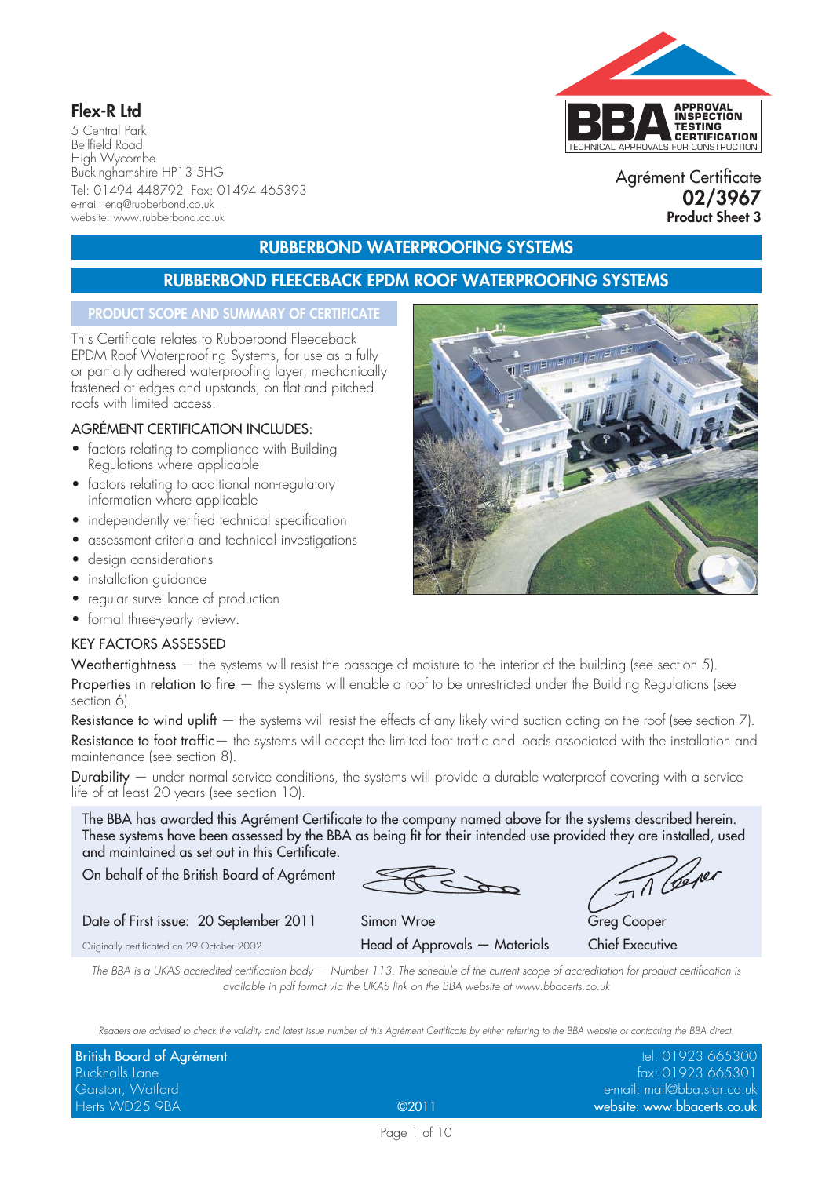**Flex-R Ltd**

5 Central Park
Bellfield Road
High Wycombe
Buckinghamshire HP13 5HG
Tel: 01494 448792 Fax: 01494 465393
e-mail: enq@rubberbond.co.uk
website: www.rubberbond.co.uk

Agrément Certificate
**02/3967**
**Product Sheet 3**

# RUBBERBOND WATERPROOFING SYSTEMS

## RUBBERBOND FLEECEBACK EPDM ROOF WATERPROOFING SYSTEMS

### PRODUCT SCOPE AND SUMMARY OF CERTIFICATE

This Certificate relates to Rubberbond Fleeceback EPDM Roof Waterproofing Systems, for use as a fully or partially adhered waterproofing layer, mechanically fastened at edges and upstands, on flat and pitched roofs with limited access.

### AGRÉMENT CERTIFICATION INCLUDES:

- factors relating to compliance with Building Regulations where applicable
- factors relating to additional non-regulatory information where applicable
- independently verified technical specification
- assessment criteria and technical investigations
- design considerations
- installation guidance
- regular surveillance of production
- formal three-yearly review.

### KEY FACTORS ASSESSED

Weathertightness — the systems will resist the passage of moisture to the interior of the building (see section 5).

Properties in relation to fire — the systems will enable a roof to be unrestricted under the Building Regulations (see section 6).

Resistance to wind uplift — the systems will resist the effects of any likely wind suction acting on the roof (see section 7).

Resistance to foot traffic— the systems will accept the limited foot traffic and loads associated with the installation and maintenance (see section 8).

Durability — under normal service conditions, the systems will provide a durable waterproof covering with a service life of at least 20 years (see section 10).

The BBA has awarded this Agrément Certificate to the company named above for the systems described herein. These systems have been assessed by the BBA as being fit for their intended use provided they are installed, used and maintained as set out in this Certificate.

On behalf of the British Board of Agrément

Date of First issue: 20 September 2011

Originally certificated on 29 October 2002

Simon Wroe
Head of Approvals — Materials

Greg Cooper
Chief Executive

*The BBA is a UKAS accredited certification body — Number 113. The schedule of the current scope of accreditation for product certification is available in pdf format via the UKAS link on the BBA website at www.bbacerts.co.uk*

*Readers are advised to check the validity and latest issue number of this Agrément Certificate by either referring to the BBA website or contacting the BBA direct.*

British Board of Agrément
Bucknalls Lane
Garston, Watford
Herts WD25 9BA

©2011

tel: 01923 665300
fax: 01923 665301
e-mail: mail@bba.star.co.uk
website: www.bbacerts.co.uk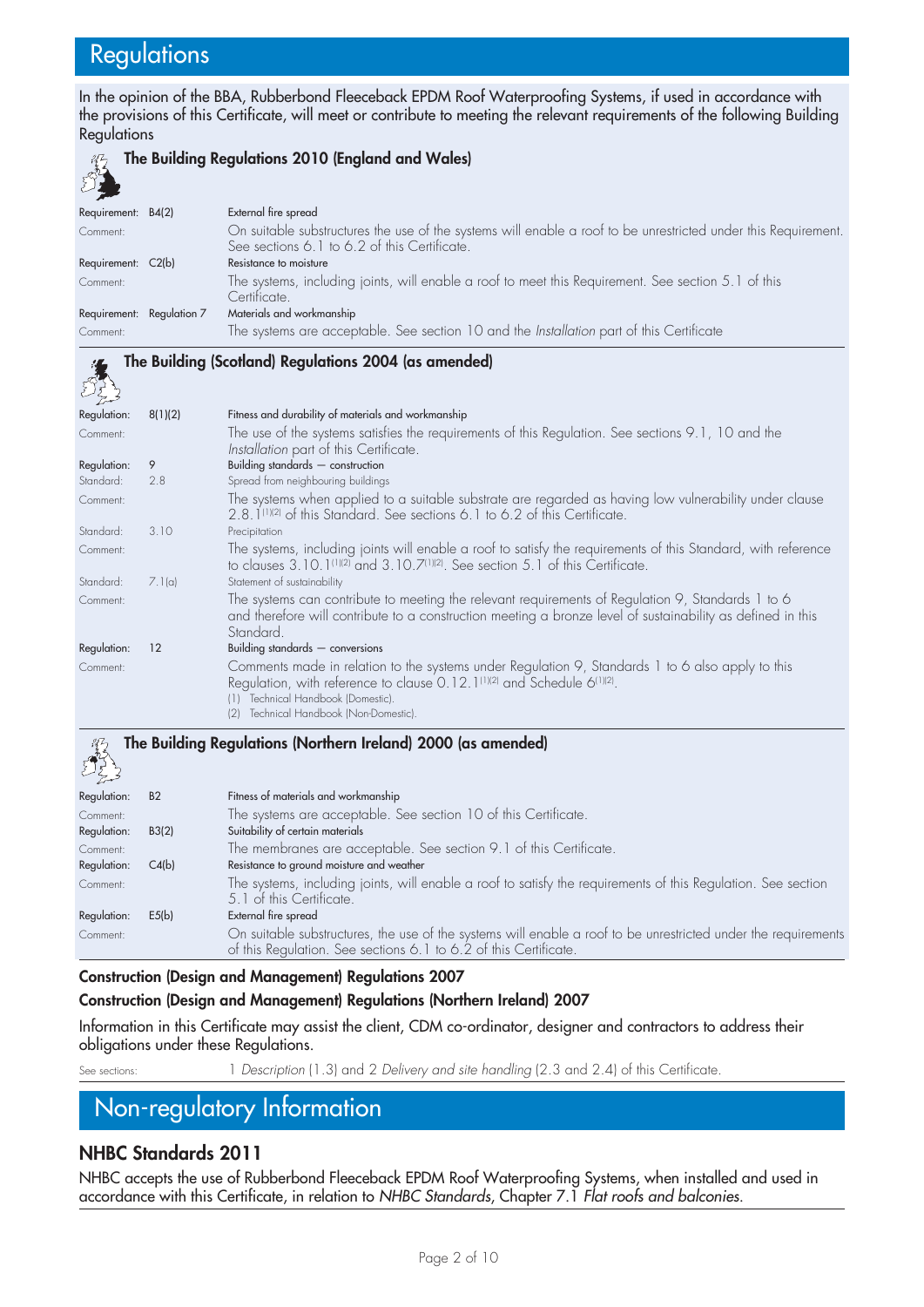# Regulations

In the opinion of the BBA, Rubberbond Fleeceback EPDM Roof Waterproofing Systems, if used in accordance with the provisions of this Certificate, will meet or contribute to meeting the relevant requirements of the following Building Regulations

### The Building Regulations 2010 (England and Wales)

| | | |
|---|---|---|
| Requirement: | B4(2) | External fire spread |
| Comment: | | On suitable substructures the use of the systems will enable a roof to be unrestricted under this Requirement. See sections 6.1 to 6.2 of this Certificate. |
| Requirement: | C2(b) | Resistance to moisture |
| Comment: | | The systems, including joints, will enable a roof to meet this Requirement. See section 5.1 of this Certificate. |
| Requirement: | Regulation 7 | Materials and workmanship |
| Comment: | | The systems are acceptable. See section 10 and the *Installation* part of this Certificate |

### The Building (Scotland) Regulations 2004 (as amended)

| | | |
|---|---|---|
| Regulation: | 8(1)(2) | Fitness and durability of materials and workmanship |
| Comment: | | The use of the systems satisfies the requirements of this Regulation. See sections 9.1, 10 and the *Installation* part of this Certificate. |
| Regulation: | 9 | Building standards — construction |
| Standard: | 2.8 | Spread from neighbouring buildings |
| Comment: | | The systems when applied to a suitable substrate are regarded as having low vulnerability under clause 2.8.1[(1)(2)] of this Standard. See sections 6.1 to 6.2 of this Certificate. |
| Standard: | 3.10 | Precipitation |
| Comment: | | The systems, including joints will enable a roof to satisfy the requirements of this Standard, with reference to clauses 3.10.1[(1)(2)] and 3.10.7[(1)(2)]. See section 5.1 of this Certificate. |
| Standard: | 7.1(a) | Statement of sustainability |
| Comment: | | The systems can contribute to meeting the relevant requirements of Regulation 9, Standards 1 to 6 and therefore will contribute to a construction meeting a bronze level of sustainability as defined in this Standard. |
| Regulation: | 12 | Building standards — conversions |
| Comment: | | Comments made in relation to the systems under Regulation 9, Standards 1 to 6 also apply to this Regulation, with reference to clause 0.12.1[(1)(2)] and Schedule 6[(1)(2)]. |

(1) Technical Handbook (Domestic).
(2) Technical Handbook (Non-Domestic).

### The Building Regulations (Northern Ireland) 2000 (as amended)

| | | |
|---|---|---|
| Regulation: | B2 | Fitness of materials and workmanship |
| Comment: | | The systems are acceptable. See section 10 of this Certificate. |
| Regulation: | B3(2) | Suitability of certain materials |
| Comment: | | The membranes are acceptable. See section 9.1 of this Certificate. |
| Regulation: | C4(b) | Resistance to ground moisture and weather |
| Comment: | | The systems, including joints, will enable a roof to satisfy the requirements of this Regulation. See section 5.1 of this Certificate. |
| Regulation: | E5(b) | External fire spread |
| Comment: | | On suitable substructures, the use of the systems will enable a roof to be unrestricted under the requirements of this Regulation. See sections 6.1 to 6.2 of this Certificate. |

**Construction (Design and Management) Regulations 2007**

**Construction (Design and Management) Regulations (Northern Ireland) 2007**

Information in this Certificate may assist the client, CDM co-ordinator, designer and contractors to address their obligations under these Regulations.

See sections: 1 *Description* (1.3) and 2 *Delivery and site handling* (2.3 and 2.4) of this Certificate.

# Non-regulatory Information

## NHBC Standards 2011

NHBC accepts the use of Rubberbond Fleeceback EPDM Roof Waterproofing Systems, when installed and used in accordance with this Certificate, in relation to *NHBC Standards*, Chapter 7.1 *Flat roofs and balconies*.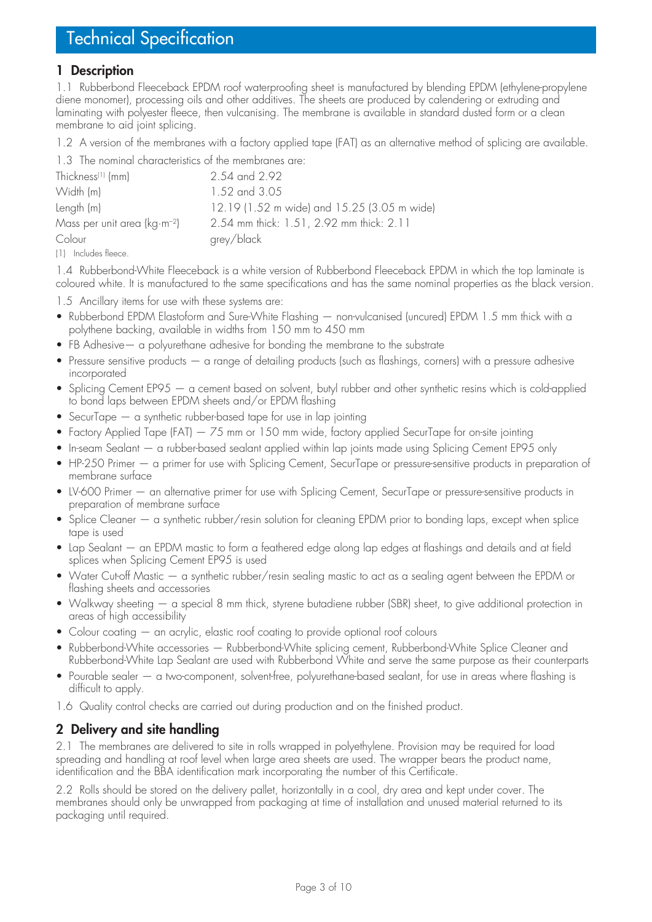# Technical Specification

## 1 Description

1.1 Rubberbond Fleeceback EPDM roof waterproofing sheet is manufactured by blending EPDM (ethylene-propylene diene monomer), processing oils and other additives. The sheets are produced by calendering or extruding and laminating with polyester fleece, then vulcanising. The membrane is available in standard dusted form or a clean membrane to aid joint splicing.

1.2 A version of the membranes with a factory applied tape (FAT) as an alternative method of splicing are available.

1.3 The nominal characteristics of the membranes are:

| | |
|---|---|
| Thickness[1] (mm) | 2.54 and 2.92 |
| Width (m) | 1.52 and 3.05 |
| Length (m) | 12.19 (1.52 m wide) and 15.25 (3.05 m wide) |
| Mass per unit area ($kg{\cdot}m^{-2}$) | 2.54 mm thick: 1.51, 2.92 mm thick: 2.11 |
| Colour | grey/black |

(1) Includes fleece.

1.4 Rubberbond-White Fleeceback is a white version of Rubberbond Fleeceback EPDM in which the top laminate is coloured white. It is manufactured to the same specifications and has the same nominal properties as the black version.

1.5 Ancillary items for use with these systems are:

- Rubberbond EPDM Elastoform and Sure-White Flashing — non-vulcanised (uncured) EPDM 1.5 mm thick with a polythene backing, available in widths from 150 mm to 450 mm
- FB Adhesive— a polyurethane adhesive for bonding the membrane to the substrate
- Pressure sensitive products — a range of detailing products (such as flashings, corners) with a pressure adhesive incorporated
- Splicing Cement EP95 — a cement based on solvent, butyl rubber and other synthetic resins which is cold-applied to bond laps between EPDM sheets and/or EPDM flashing
- SecurTape — a synthetic rubber-based tape for use in lap jointing
- Factory Applied Tape (FAT) — 75 mm or 150 mm wide, factory applied SecurTape for on-site jointing
- In-seam Sealant — a rubber-based sealant applied within lap joints made using Splicing Cement EP95 only
- HP-250 Primer — a primer for use with Splicing Cement, SecurTape or pressure-sensitive products in preparation of membrane surface
- LV-600 Primer — an alternative primer for use with Splicing Cement, SecurTape or pressure-sensitive products in preparation of membrane surface
- Splice Cleaner — a synthetic rubber/resin solution for cleaning EPDM prior to bonding laps, except when splice tape is used
- Lap Sealant — an EPDM mastic to form a feathered edge along lap edges at flashings and details and at field splices when Splicing Cement EP95 is used
- Water Cut-off Mastic — a synthetic rubber/resin sealing mastic to act as a sealing agent between the EPDM or flashing sheets and accessories
- Walkway sheeting — a special 8 mm thick, styrene butadiene rubber (SBR) sheet, to give additional protection in areas of high accessibility
- Colour coating — an acrylic, elastic roof coating to provide optional roof colours
- Rubberbond-White accessories — Rubberbond-White splicing cement, Rubberbond-White Splice Cleaner and Rubberbond-White Lap Sealant are used with Rubberbond White and serve the same purpose as their counterparts
- Pourable sealer — a two-component, solvent-free, polyurethane-based sealant, for use in areas where flashing is difficult to apply.

1.6 Quality control checks are carried out during production and on the finished product.

## 2 Delivery and site handling

2.1 The membranes are delivered to site in rolls wrapped in polyethylene. Provision may be required for load spreading and handling at roof level when large area sheets are used. The wrapper bears the product name, identification and the BBA identification mark incorporating the number of this Certificate.

2.2 Rolls should be stored on the delivery pallet, horizontally in a cool, dry area and kept under cover. The membranes should only be unwrapped from packaging at time of installation and unused material returned to its packaging until required.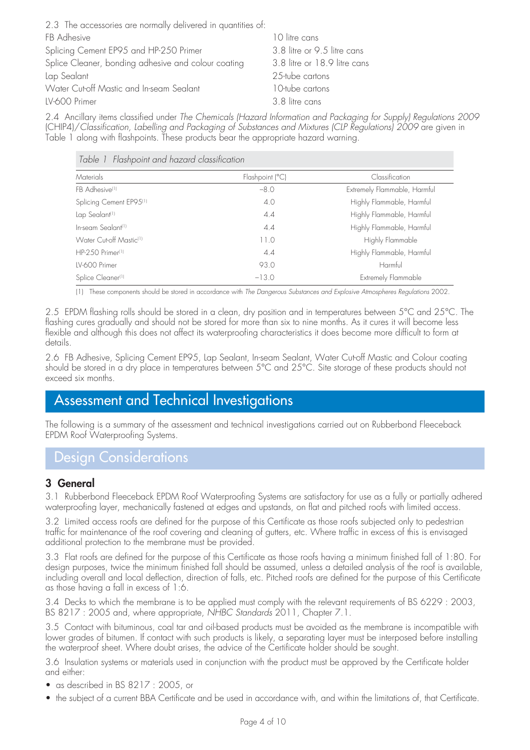2.3 The accessories are normally delivered in quantities of:

| | |
|---|---|
| FB Adhesive | 10 litre cans |
| Splicing Cement EP95 and HP-250 Primer | 3.8 litre or 9.5 litre cans |
| Splice Cleaner, bonding adhesive and colour coating | 3.8 litre or 18.9 litre cans |
| Lap Sealant | 25-tube cartons |
| Water Cut-off Mastic and In-seam Sealant | 10-tube cartons |
| LV-600 Primer | 3.8 litre cans |

2.4 Ancillary items classified under *The Chemicals (Hazard Information and Packaging for Supply) Regulations 2009* (CHIP4)/*Classification, Labelling and Packaging of Substances and Mixtures (CLP Regulations) 2009* are given in Table 1 along with flashpoints. These products bear the appropriate hazard warning.

*Table 1 Flashpoint and hazard classification*

| Materials | Flashpoint (°C) | Classification |
|---|---|---|
| FB Adhesive[1] | −8.0 | Extremely Flammable, Harmful |
| Splicing Cement EP95[1] | 4.0 | Highly Flammable, Harmful |
| Lap Sealant[1] | 4.4 | Highly Flammable, Harmful |
| In-seam Sealant[1] | 4.4 | Highly Flammable, Harmful |
| Water Cut-off Mastic[1] | 11.0 | Highly Flammable |
| HP-250 Primer[1] | 4.4 | Highly Flammable, Harmful |
| LV-600 Primer | 93.0 | Harmful |
| Splice Cleaner[1] | −13.0 | Extremely Flammable |

(1) These components should be stored in accordance with *The Dangerous Substances and Explosive Atmospheres Regulations* 2002.

2.5 EPDM flashing rolls should be stored in a clean, dry position and in temperatures between 5°C and 25°C. The flashing cures gradually and should not be stored for more than six to nine months. As it cures it will become less flexible and although this does not affect its waterproofing characteristics it does become more difficult to form at details.

2.6 FB Adhesive, Splicing Cement EP95, Lap Sealant, In-seam Sealant, Water Cut-off Mastic and Colour coating should be stored in a dry place in temperatures between 5°C and 25°C. Site storage of these products should not exceed six months.

# Assessment and Technical Investigations

The following is a summary of the assessment and technical investigations carried out on Rubberbond Fleeceback EPDM Roof Waterproofing Systems.

## Design Considerations

### 3 General

3.1 Rubberbond Fleeceback EPDM Roof Waterproofing Systems are satisfactory for use as a fully or partially adhered waterproofing layer, mechanically fastened at edges and upstands, on flat and pitched roofs with limited access.

3.2 Limited access roofs are defined for the purpose of this Certificate as those roofs subjected only to pedestrian traffic for maintenance of the roof covering and cleaning of gutters, etc. Where traffic in excess of this is envisaged additional protection to the membrane must be provided.

3.3 Flat roofs are defined for the purpose of this Certificate as those roofs having a minimum finished fall of 1:80. For design purposes, twice the minimum finished fall should be assumed, unless a detailed analysis of the roof is available, including overall and local deflection, direction of falls, etc. Pitched roofs are defined for the purpose of this Certificate as those having a fall in excess of 1:6.

3.4 Decks to which the membrane is to be applied must comply with the relevant requirements of BS 6229 : 2003, BS 8217 : 2005 and, where appropriate, *NHBC Standards* 2011, Chapter 7.1.

3.5 Contact with bituminous, coal tar and oil-based products must be avoided as the membrane is incompatible with lower grades of bitumen. If contact with such products is likely, a separating layer must be interposed before installing the waterproof sheet. Where doubt arises, the advice of the Certificate holder should be sought.

3.6 Insulation systems or materials used in conjunction with the product must be approved by the Certificate holder and either:

- as described in BS 8217 : 2005, or
- the subject of a current BBA Certificate and be used in accordance with, and within the limitations of, that Certificate.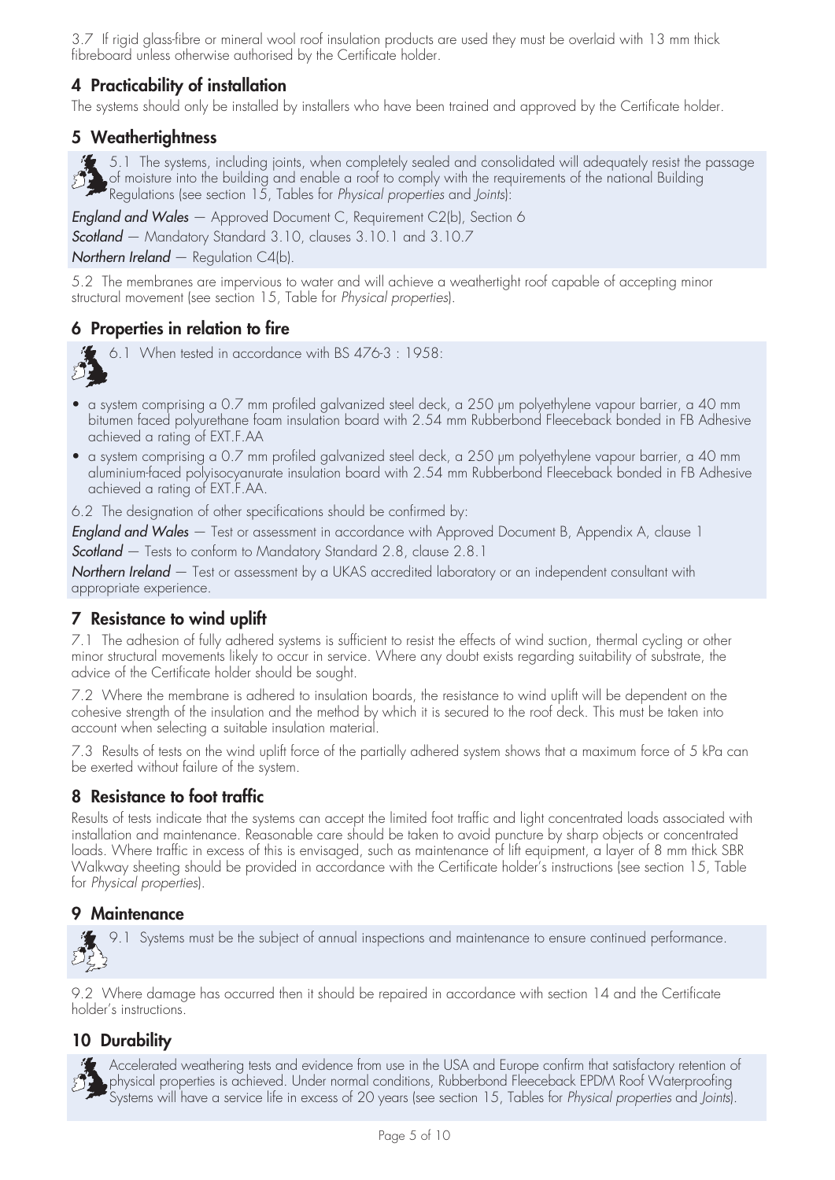3.7 If rigid glass-fibre or mineral wool roof insulation products are used they must be overlaid with 13 mm thick fibreboard unless otherwise authorised by the Certificate holder.

## 4 Practicability of installation

The systems should only be installed by installers who have been trained and approved by the Certificate holder.

## 5 Weathertightness

5.1 The systems, including joints, when completely sealed and consolidated will adequately resist the passage of moisture into the building and enable a roof to comply with the requirements of the national Building Regulations (see section 15, Tables for *Physical properties* and *Joints*):

***England and Wales*** — Approved Document C, Requirement C2(b), Section 6

***Scotland*** — Mandatory Standard 3.10, clauses 3.10.1 and 3.10.7

***Northern Ireland*** — Regulation C4(b).

5.2 The membranes are impervious to water and will achieve a weathertight roof capable of accepting minor structural movement (see section 15, Table for *Physical properties*).

## 6 Properties in relation to fire

6.1 When tested in accordance with BS 476-3 : 1958:

- a system comprising a 0.7 mm profiled galvanized steel deck, a 250 μm polyethylene vapour barrier, a 40 mm bitumen faced polyurethane foam insulation board with 2.54 mm Rubberbond Fleeceback bonded in FB Adhesive achieved a rating of EXT.F.AA
- a system comprising a 0.7 mm profiled galvanized steel deck, a 250 μm polyethylene vapour barrier, a 40 mm aluminium-faced polyisocyanurate insulation board with 2.54 mm Rubberbond Fleeceback bonded in FB Adhesive achieved a rating of EXT.F.AA.

6.2 The designation of other specifications should be confirmed by:

***England and Wales*** — Test or assessment in accordance with Approved Document B, Appendix A, clause 1

***Scotland*** — Tests to conform to Mandatory Standard 2.8, clause 2.8.1

***Northern Ireland*** — Test or assessment by a UKAS accredited laboratory or an independent consultant with appropriate experience.

## 7 Resistance to wind uplift

7.1 The adhesion of fully adhered systems is sufficient to resist the effects of wind suction, thermal cycling or other minor structural movements likely to occur in service. Where any doubt exists regarding suitability of substrate, the advice of the Certificate holder should be sought.

7.2 Where the membrane is adhered to insulation boards, the resistance to wind uplift will be dependent on the cohesive strength of the insulation and the method by which it is secured to the roof deck. This must be taken into account when selecting a suitable insulation material.

7.3 Results of tests on the wind uplift force of the partially adhered system shows that a maximum force of 5 kPa can be exerted without failure of the system.

## 8 Resistance to foot traffic

Results of tests indicate that the systems can accept the limited foot traffic and light concentrated loads associated with installation and maintenance. Reasonable care should be taken to avoid puncture by sharp objects or concentrated loads. Where traffic in excess of this is envisaged, such as maintenance of lift equipment, a layer of 8 mm thick SBR Walkway sheeting should be provided in accordance with the Certificate holder's instructions (see section 15, Table for *Physical properties*).

## 9 Maintenance

9.1 Systems must be the subject of annual inspections and maintenance to ensure continued performance.

9.2 Where damage has occurred then it should be repaired in accordance with section 14 and the Certificate holder's instructions.

## 10 Durability

Accelerated weathering tests and evidence from use in the USA and Europe confirm that satisfactory retention of physical properties is achieved. Under normal conditions, Rubberbond Fleeceback EPDM Roof Waterproofing Systems will have a service life in excess of 20 years (see section 15, Tables for *Physical properties* and *Joints*).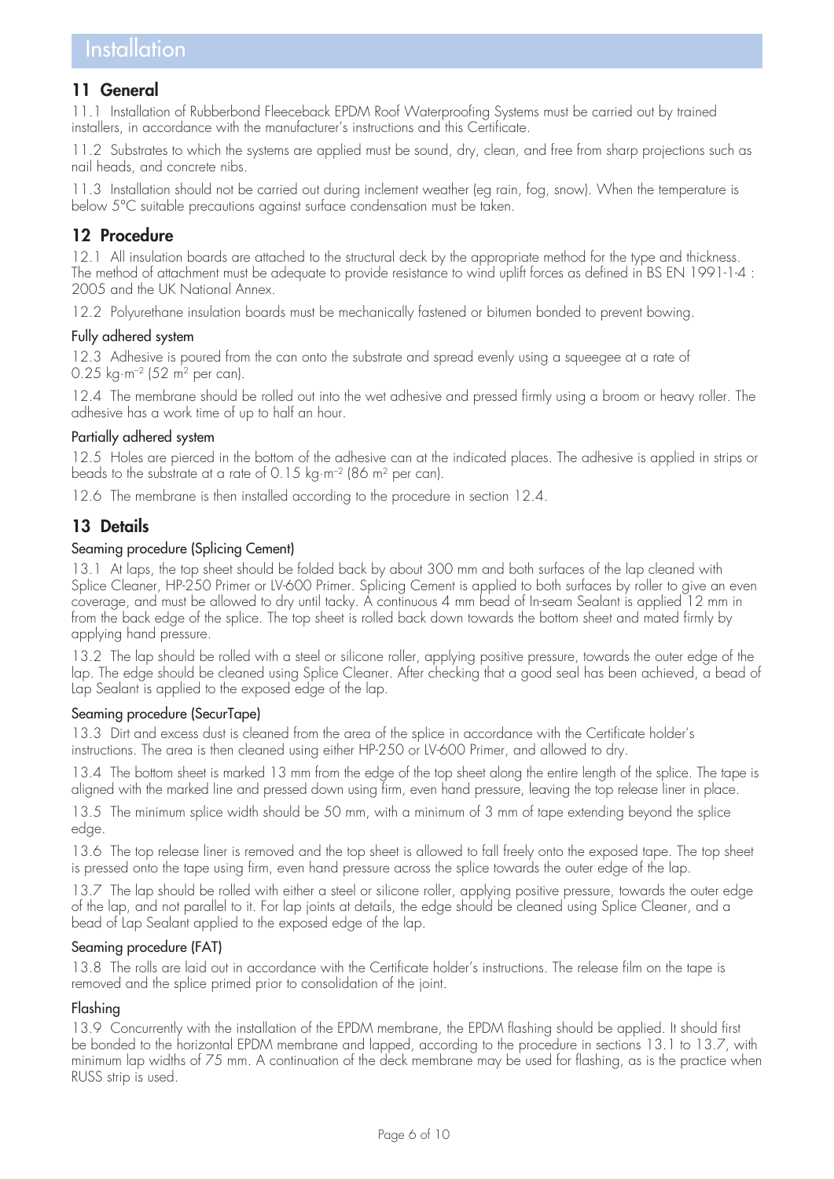# Installation

## 11 General

11.1 Installation of Rubberbond Fleeceback EPDM Roof Waterproofing Systems must be carried out by trained installers, in accordance with the manufacturer's instructions and this Certificate.

11.2 Substrates to which the systems are applied must be sound, dry, clean, and free from sharp projections such as nail heads, and concrete nibs.

11.3 Installation should not be carried out during inclement weather (eg rain, fog, snow). When the temperature is below 5°C suitable precautions against surface condensation must be taken.

## 12 Procedure

12.1 All insulation boards are attached to the structural deck by the appropriate method for the type and thickness. The method of attachment must be adequate to provide resistance to wind uplift forces as defined in BS EN 1991-1-4 : 2005 and the UK National Annex.

12.2 Polyurethane insulation boards must be mechanically fastened or bitumen bonded to prevent bowing.

### Fully adhered system

12.3 Adhesive is poured from the can onto the substrate and spread evenly using a squeegee at a rate of 0.25 $kg{\cdot}m^{-2}$ (52 $m^2$ per can).

12.4 The membrane should be rolled out into the wet adhesive and pressed firmly using a broom or heavy roller. The adhesive has a work time of up to half an hour.

### Partially adhered system

12.5 Holes are pierced in the bottom of the adhesive can at the indicated places. The adhesive is applied in strips or beads to the substrate at a rate of 0.15 $kg{\cdot}m^{-2}$ (86 $m^2$ per can).

12.6 The membrane is then installed according to the procedure in section 12.4.

## 13 Details

### Seaming procedure (Splicing Cement)

13.1 At laps, the top sheet should be folded back by about 300 mm and both surfaces of the lap cleaned with Splice Cleaner, HP-250 Primer or LV-600 Primer. Splicing Cement is applied to both surfaces by roller to give an even coverage, and must be allowed to dry until tacky. A continuous 4 mm bead of In-seam Sealant is applied 12 mm in from the back edge of the splice. The top sheet is rolled back down towards the bottom sheet and mated firmly by applying hand pressure.

13.2 The lap should be rolled with a steel or silicone roller, applying positive pressure, towards the outer edge of the lap. The edge should be cleaned using Splice Cleaner. After checking that a good seal has been achieved, a bead of Lap Sealant is applied to the exposed edge of the lap.

### Seaming procedure (SecurTape)

13.3 Dirt and excess dust is cleaned from the area of the splice in accordance with the Certificate holder's instructions. The area is then cleaned using either HP-250 or LV-600 Primer, and allowed to dry.

13.4 The bottom sheet is marked 13 mm from the edge of the top sheet along the entire length of the splice. The tape is aligned with the marked line and pressed down using firm, even hand pressure, leaving the top release liner in place.

13.5 The minimum splice width should be 50 mm, with a minimum of 3 mm of tape extending beyond the splice edge.

13.6 The top release liner is removed and the top sheet is allowed to fall freely onto the exposed tape. The top sheet is pressed onto the tape using firm, even hand pressure across the splice towards the outer edge of the lap.

13.7 The lap should be rolled with either a steel or silicone roller, applying positive pressure, towards the outer edge of the lap, and not parallel to it. For lap joints at details, the edge should be cleaned using Splice Cleaner, and a bead of Lap Sealant applied to the exposed edge of the lap.

### Seaming procedure (FAT)

13.8 The rolls are laid out in accordance with the Certificate holder's instructions. The release film on the tape is removed and the splice primed prior to consolidation of the joint.

### Flashing

13.9 Concurrently with the installation of the EPDM membrane, the EPDM flashing should be applied. It should first be bonded to the horizontal EPDM membrane and lapped, according to the procedure in sections 13.1 to 13.7, with minimum lap widths of 75 mm. A continuation of the deck membrane may be used for flashing, as is the practice when RUSS strip is used.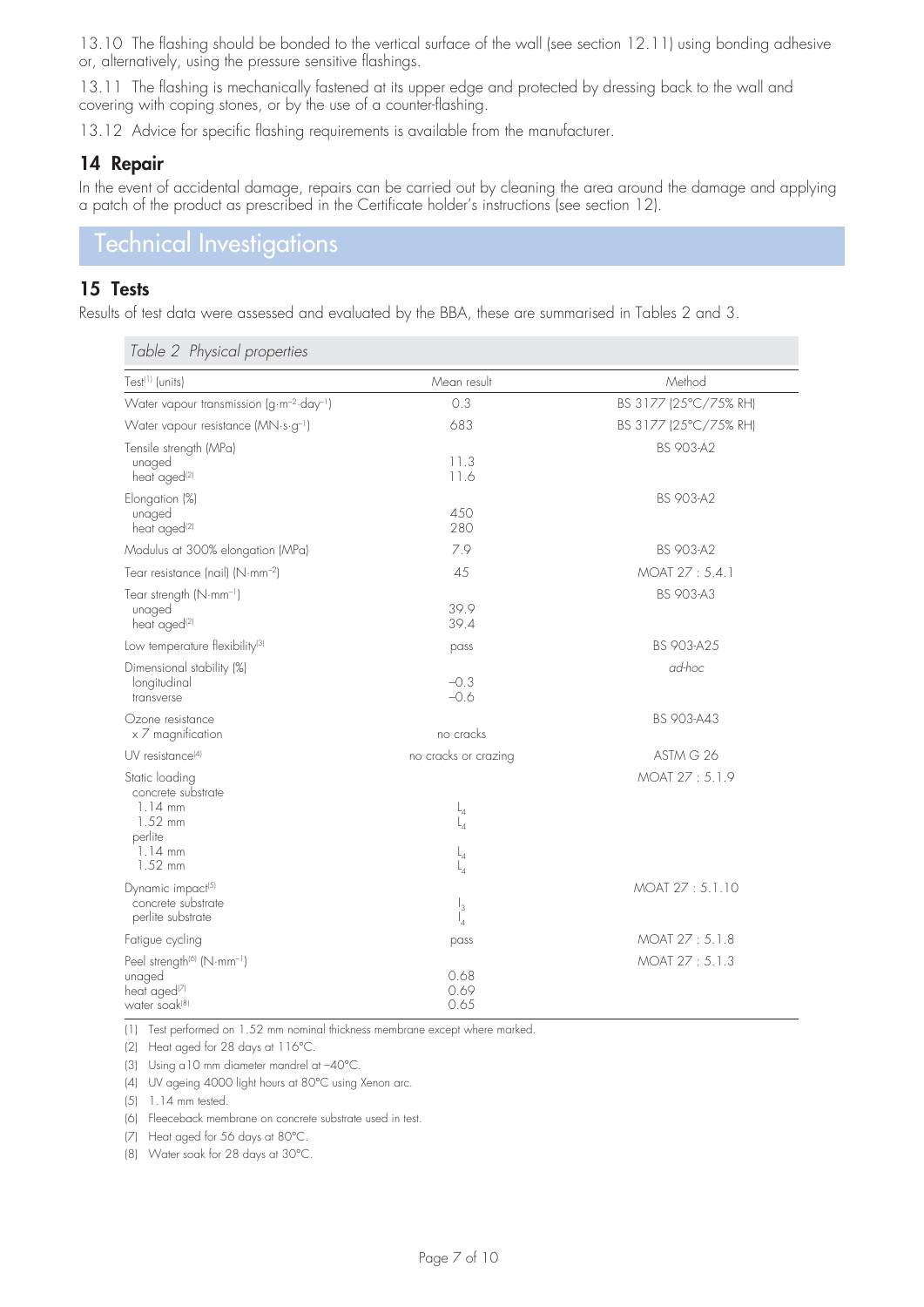13.10 The flashing should be bonded to the vertical surface of the wall (see section 12.11) using bonding adhesive or, alternatively, using the pressure sensitive flashings.

13.11 The flashing is mechanically fastened at its upper edge and protected by dressing back to the wall and covering with coping stones, or by the use of a counter-flashing.

13.12 Advice for specific flashing requirements is available from the manufacturer.

## 14 Repair

In the event of accidental damage, repairs can be carried out by cleaning the area around the damage and applying a patch of the product as prescribed in the Certificate holder's instructions (see section 12).

# Technical Investigations

## 15 Tests

Results of test data were assessed and evaluated by the BBA, these are summarised in Tables 2 and 3.

*Table 2 Physical properties*

| Test[1] (units) | Mean result | Method |
|---|---|---|
| Water vapour transmission ($g \cdot m^{-2} \cdot day^{-1}$) | 0.3 | BS 3177 (25°C/75% RH) |
| Water vapour resistance ($MN \cdot s \cdot g^{-1}$) | 683 | BS 3177 (25°C/75% RH) |
| Tensile strength (MPa) | | BS 903-A2 |
| unaged | 11.3 | |
| heat aged[2] | 11.6 | |
| Elongation (%) | | BS 903-A2 |
| unaged | 450 | |
| heat aged[2] | 280 | |
| Modulus at 300% elongation (MPa) | 7.9 | BS 903-A2 |
| Tear resistance (nail) ($N \cdot mm^{-2}$) | 45 | MOAT 27 : 5.4.1 |
| Tear strength ($N \cdot mm^{-1}$) | | BS 903-A3 |
| unaged | 39.9 | |
| heat aged[2] | 39.4 | |
| Low temperature flexibility[3] | pass | BS 903-A25 |
| Dimensional stability (%) | | *ad-hoc* |
| longitudinal | −0.3 | |
| transverse | −0.6 | |
| Ozone resistance | | BS 903-A43 |
| x 7 magnification | no cracks | |
| UV resistance[4] | no cracks or crazing | ASTM G 26 |
| Static loading | | MOAT 27 : 5.1.9 |
| concrete substrate | | |
| 1.14 mm | $L_4$ | |
| 1.52 mm | $L_4$ | |
| perlite | | |
| 1.14 mm | $L_4$ | |
| 1.52 mm | $L_4$ | |
| Dynamic impact[5] | | MOAT 27 : 5.1.10 |
| concrete substrate | $I_3$ | |
| perlite substrate | $I_4$ | |
| Fatigue cycling | pass | MOAT 27 : 5.1.8 |
| Peel strength[6] ($N \cdot mm^{-1}$) | | MOAT 27 : 5.1.3 |
| unaged | 0.68 | |
| heat aged[7] | 0.69 | |
| water soak[8] | 0.65 | |

(1) Test performed on 1.52 mm nominal thickness membrane except where marked.

(2) Heat aged for 28 days at 116°C.

(3) Using a10 mm diameter mandrel at −40°C.

(4) UV ageing 4000 light hours at 80°C using Xenon arc.

(5) 1.14 mm tested.

(6) Fleeceback membrane on concrete substrate used in test.

(7) Heat aged for 56 days at 80°C.

(8) Water soak for 28 days at 30°C.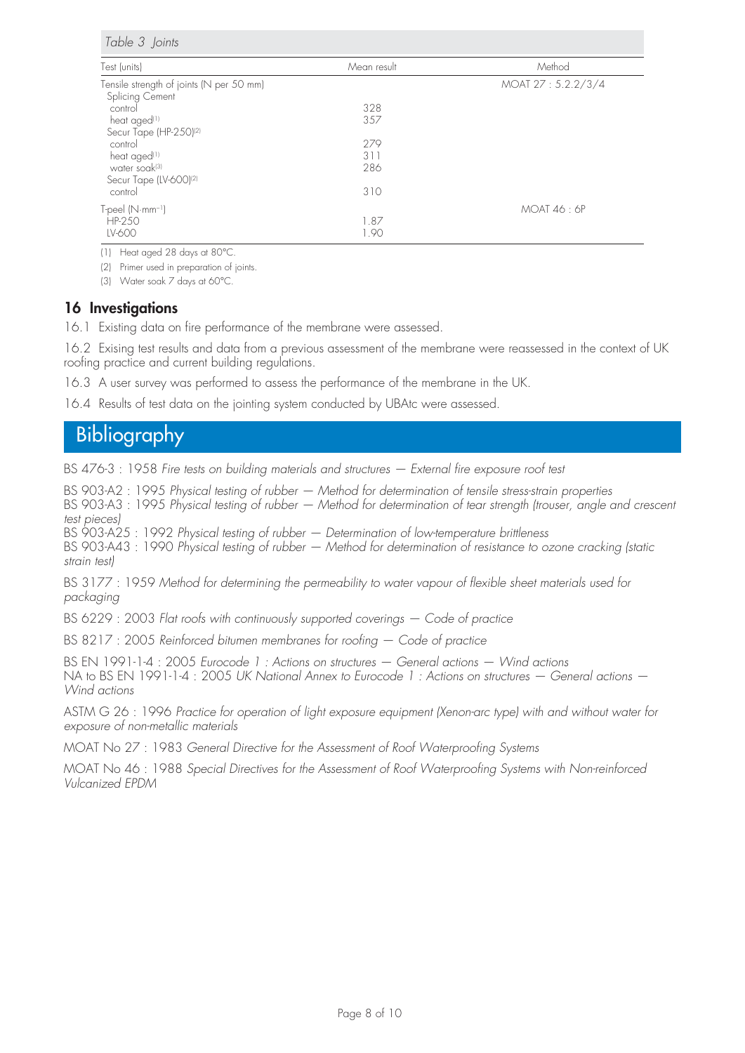*Table 3 Joints*

| Test (units) | Mean result | Method |
|---|---|---|
| Tensile strength of joints (N per 50 mm) | | MOAT 27 : 5.2.2/3/4 |
| Splicing Cement | | |
| control | 328 | |
| heat aged(1) | 357 | |
| Secur Tape (HP-250)(2) | | |
| control | 279 | |
| heat aged(1) | 311 | |
| water soak(3) | 286 | |
| Secur Tape (LV-600)(2) | | |
| control | 310 | |
| T-peel ($N \cdot mm^{-1}$) | | MOAT 46 : 6P |
| HP-250 | 1.87 | |
| LV-600 | 1.90 | |

(1) Heat aged 28 days at 80°C.

(2) Primer used in preparation of joints.

(3) Water soak 7 days at 60°C.

## 16 Investigations

16.1 Existing data on fire performance of the membrane were assessed.

16.2 Exising test results and data from a previous assessment of the membrane were reassessed in the context of UK roofing practice and current building regulations.

16.3 A user survey was performed to assess the performance of the membrane in the UK.

16.4 Results of test data on the jointing system conducted by UBAtc were assessed.

# Bibliography

BS 476-3 : 1958 *Fire tests on building materials and structures — External fire exposure roof test*

BS 903-A2 : 1995 *Physical testing of rubber — Method for determination of tensile stress-strain properties*
BS 903-A3 : 1995 *Physical testing of rubber — Method for determination of tear strength (trouser, angle and crescent test pieces)*
BS 903-A25 : 1992 *Physical testing of rubber — Determination of low-temperature brittleness*
BS 903-A43 : 1990 *Physical testing of rubber — Method for determination of resistance to ozone cracking (static strain test)*

BS 3177 : 1959 *Method for determining the permeability to water vapour of flexible sheet materials used for packaging*

BS 6229 : 2003 *Flat roofs with continuously supported coverings — Code of practice*

BS 8217 : 2005 *Reinforced bitumen membranes for roofing — Code of practice*

BS EN 1991-1-4 : 2005 *Eurocode 1 : Actions on structures — General actions — Wind actions*
NA to BS EN 1991-1-4 : 2005 *UK National Annex to Eurocode 1 : Actions on structures — General actions — Wind actions*

ASTM G 26 : 1996 *Practice for operation of light exposure equipment (Xenon-arc type) with and without water for exposure of non-metallic materials*

MOAT No 27 : 1983 *General Directive for the Assessment of Roof Waterproofing Systems*

MOAT No 46 : 1988 *Special Directives for the Assessment of Roof Waterproofing Systems with Non-reinforced Vulcanized EPDM*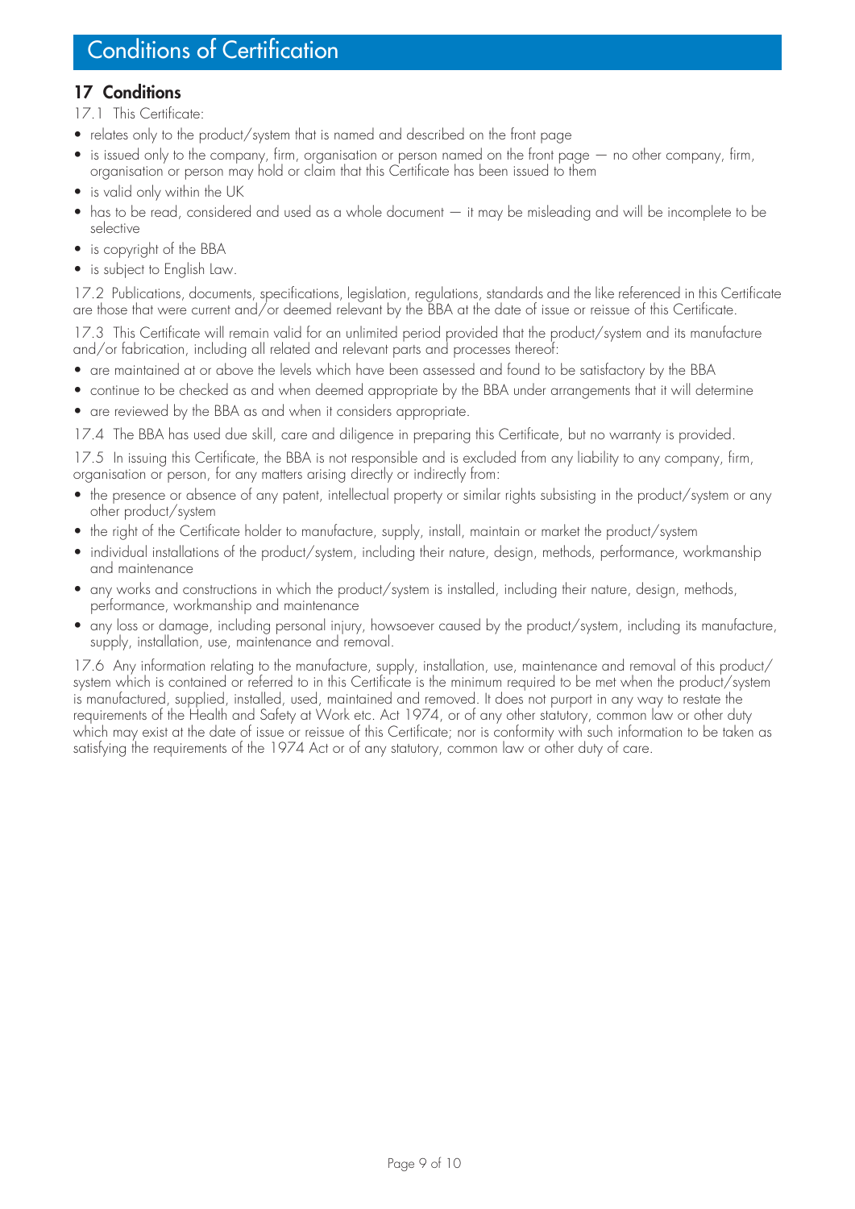# Conditions of Certification

## 17 Conditions

17.1 This Certificate:

- relates only to the product/system that is named and described on the front page
- is issued only to the company, firm, organisation or person named on the front page — no other company, firm, organisation or person may hold or claim that this Certificate has been issued to them
- is valid only within the UK
- has to be read, considered and used as a whole document — it may be misleading and will be incomplete to be selective
- is copyright of the BBA
- is subject to English Law.

17.2 Publications, documents, specifications, legislation, regulations, standards and the like referenced in this Certificate are those that were current and/or deemed relevant by the BBA at the date of issue or reissue of this Certificate.

17.3 This Certificate will remain valid for an unlimited period provided that the product/system and its manufacture and/or fabrication, including all related and relevant parts and processes thereof:

- are maintained at or above the levels which have been assessed and found to be satisfactory by the BBA
- continue to be checked as and when deemed appropriate by the BBA under arrangements that it will determine
- are reviewed by the BBA as and when it considers appropriate.

17.4 The BBA has used due skill, care and diligence in preparing this Certificate, but no warranty is provided.

17.5 In issuing this Certificate, the BBA is not responsible and is excluded from any liability to any company, firm, organisation or person, for any matters arising directly or indirectly from:

- the presence or absence of any patent, intellectual property or similar rights subsisting in the product/system or any other product/system
- the right of the Certificate holder to manufacture, supply, install, maintain or market the product/system
- individual installations of the product/system, including their nature, design, methods, performance, workmanship and maintenance
- any works and constructions in which the product/system is installed, including their nature, design, methods, performance, workmanship and maintenance
- any loss or damage, including personal injury, howsoever caused by the product/system, including its manufacture, supply, installation, use, maintenance and removal.

17.6 Any information relating to the manufacture, supply, installation, use, maintenance and removal of this product/system which is contained or referred to in this Certificate is the minimum required to be met when the product/system is manufactured, supplied, installed, used, maintained and removed. It does not purport in any way to restate the requirements of the Health and Safety at Work etc. Act 1974, or of any other statutory, common law or other duty which may exist at the date of issue or reissue of this Certificate; nor is conformity with such information to be taken as satisfying the requirements of the 1974 Act or of any statutory, common law or other duty of care.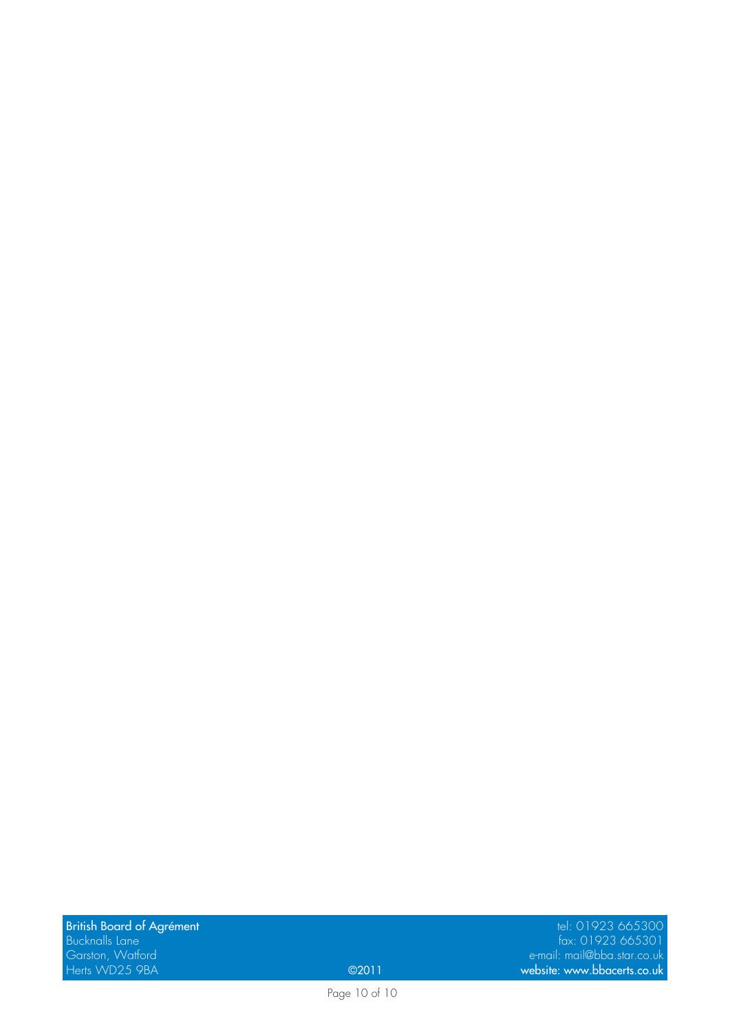**British Board of Agrément**
Bucknalls Lane
Garston, Watford
Herts WD25 9BA

©2011

tel: 01923 665300
fax: 01923 665301
e-mail: mail@bba.star.co.uk
**website: www.bbacerts.co.uk**